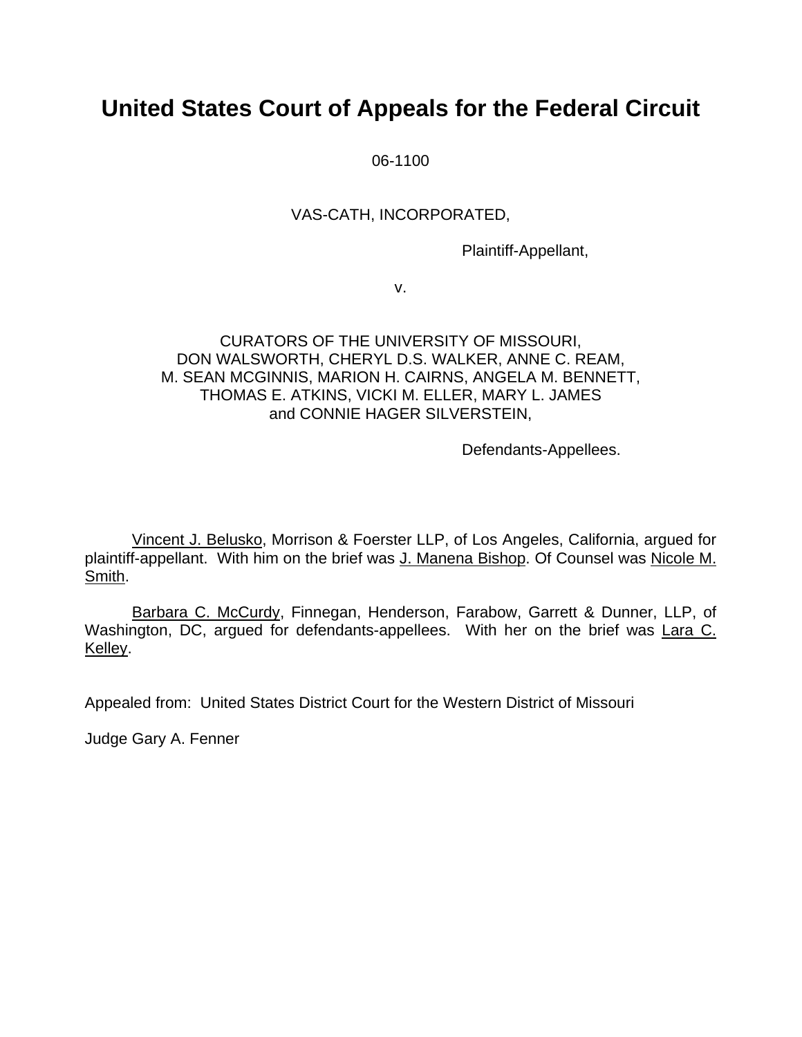# United States Court of Appeals for the Federal Circuit

06-1100

VAS-CATH, INCORPORATED,

Plaintiff-Appellant,

v.

CURATORS OF THE UNIVERSITY OF MISSOURI,
DON WALSWORTH, CHERYL D.S. WALKER, ANNE C. REAM,
M. SEAN MCGINNIS, MARION H. CAIRNS, ANGELA M. BENNETT,
THOMAS E. ATKINS, VICKI M. ELLER, MARY L. JAMES
and CONNIE HAGER SILVERSTEIN,

Defendants-Appellees.

Vincent J. Belusko, Morrison & Foerster LLP, of Los Angeles, California, argued for plaintiff-appellant. With him on the brief was J. Manena Bishop. Of Counsel was Nicole M. Smith.

Barbara C. McCurdy, Finnegan, Henderson, Farabow, Garrett & Dunner, LLP, of Washington, DC, argued for defendants-appellees. With her on the brief was Lara C. Kelley.

Appealed from: United States District Court for the Western District of Missouri

Judge Gary A. Fenner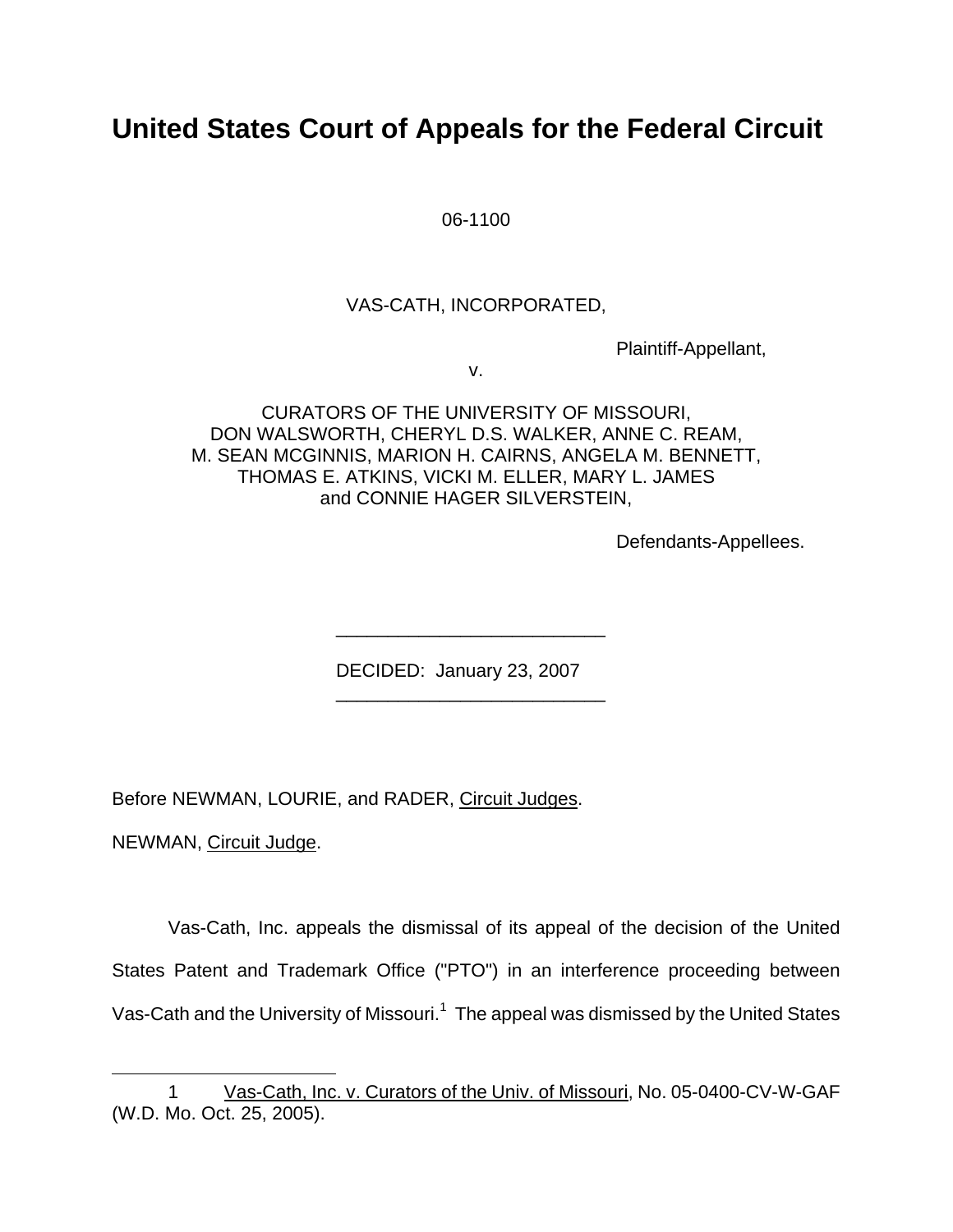# United States Court of Appeals for the Federal Circuit

06-1100

VAS-CATH, INCORPORATED,

Plaintiff-Appellant,

v.

CURATORS OF THE UNIVERSITY OF MISSOURI,
DON WALSWORTH, CHERYL D.S. WALKER, ANNE C. REAM,
M. SEAN MCGINNIS, MARION H. CAIRNS, ANGELA M. BENNETT,
THOMAS E. ATKINS, VICKI M. ELLER, MARY L. JAMES
and CONNIE HAGER SILVERSTEIN,

Defendants-Appellees.

---

DECIDED: January 23, 2007

---

Before NEWMAN, LOURIE, and RADER, Circuit Judges.

NEWMAN, Circuit Judge.

Vas-Cath, Inc. appeals the dismissal of its appeal of the decision of the United States Patent and Trademark Office ("PTO") in an interference proceeding between Vas-Cath and the University of Missouri.[1] The appeal was dismissed by the United States

---

[1] Vas-Cath, Inc. v. Curators of the Univ. of Missouri, No. 05-0400-CV-W-GAF (W.D. Mo. Oct. 25, 2005).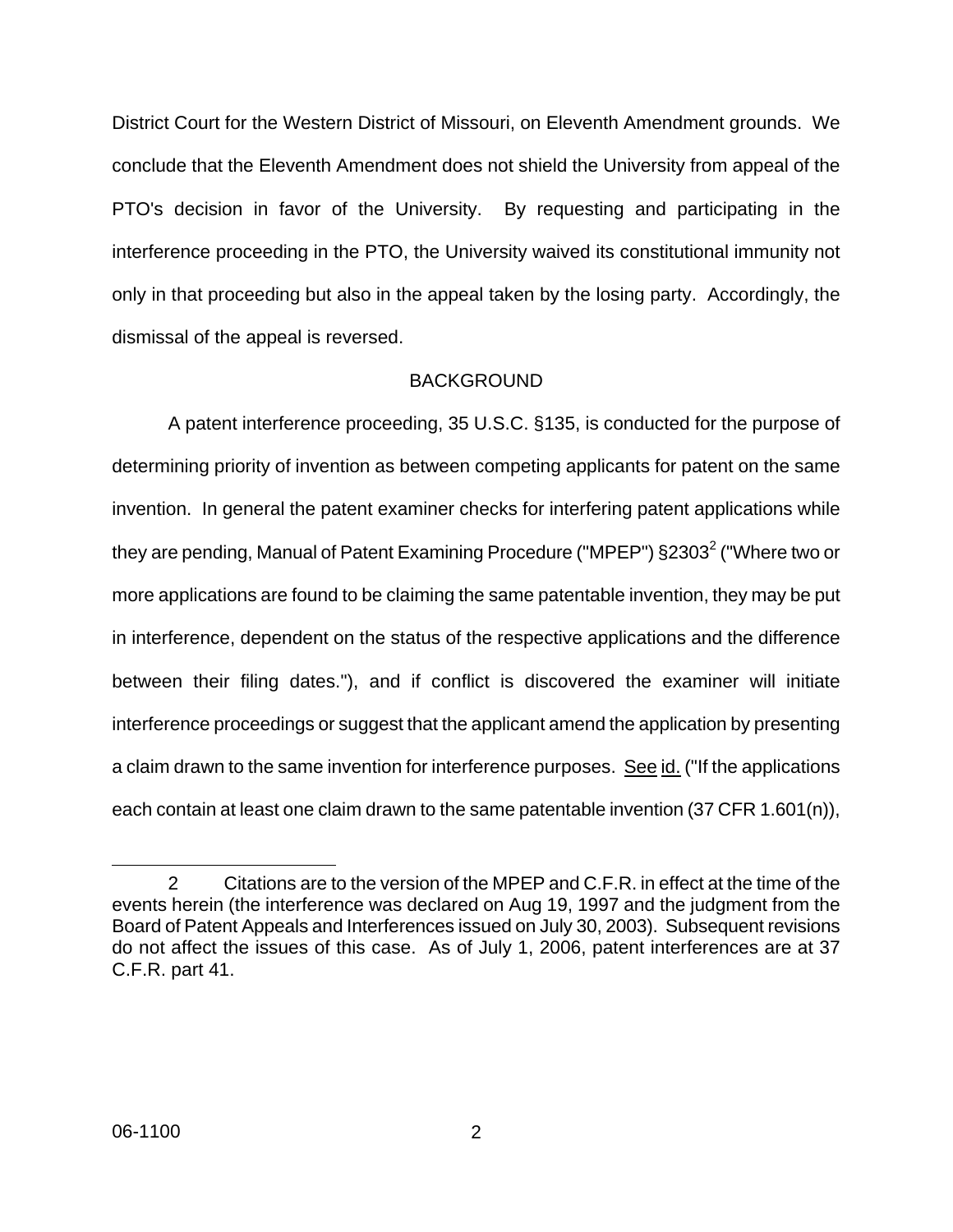District Court for the Western District of Missouri, on Eleventh Amendment grounds. We conclude that the Eleventh Amendment does not shield the University from appeal of the PTO's decision in favor of the University. By requesting and participating in the interference proceeding in the PTO, the University waived its constitutional immunity not only in that proceeding but also in the appeal taken by the losing party. Accordingly, the dismissal of the appeal is reversed.

## BACKGROUND

A patent interference proceeding, 35 U.S.C. §135, is conducted for the purpose of determining priority of invention as between competing applicants for patent on the same invention. In general the patent examiner checks for interfering patent applications while they are pending, Manual of Patent Examining Procedure ("MPEP") §2303[2] ("Where two or more applications are found to be claiming the same patentable invention, they may be put in interference, dependent on the status of the respective applications and the difference between their filing dates."), and if conflict is discovered the examiner will initiate interference proceedings or suggest that the applicant amend the application by presenting a claim drawn to the same invention for interference purposes. See id. ("If the applications each contain at least one claim drawn to the same patentable invention (37 CFR 1.601(n)),

---

2 Citations are to the version of the MPEP and C.F.R. in effect at the time of the events herein (the interference was declared on Aug 19, 1997 and the judgment from the Board of Patent Appeals and Interferences issued on July 30, 2003). Subsequent revisions do not affect the issues of this case. As of July 1, 2006, patent interferences are at 37 C.F.R. part 41.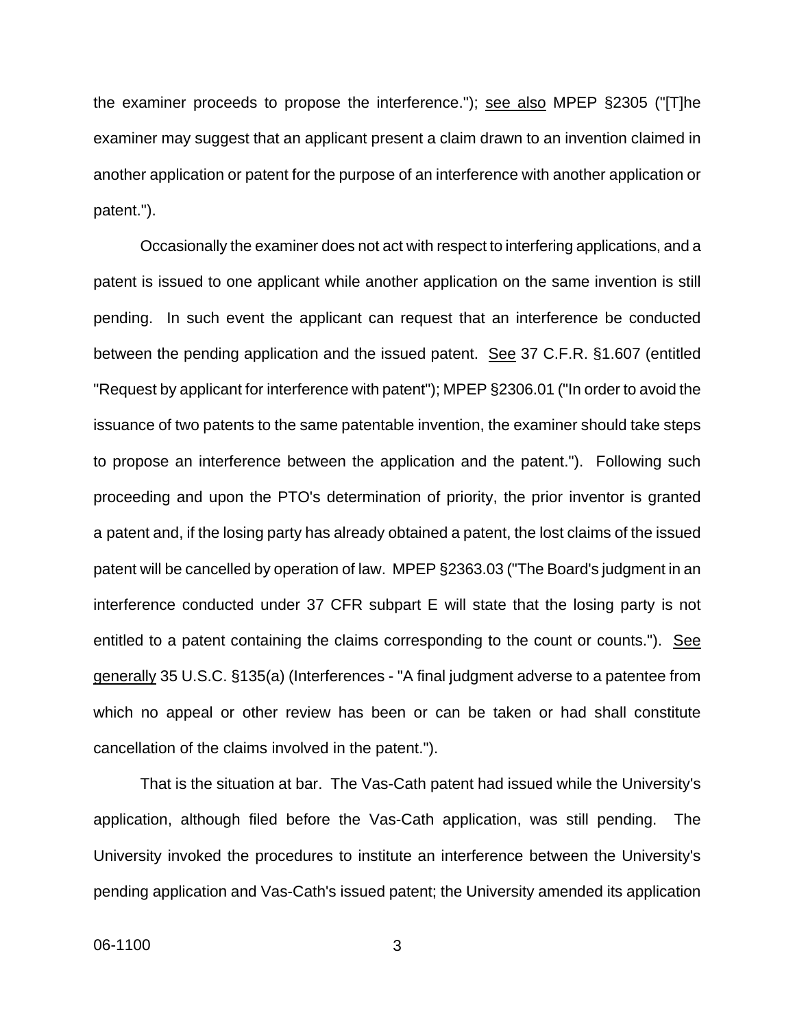the examiner proceeds to propose the interference."); see also MPEP §2305 ("[T]he examiner may suggest that an applicant present a claim drawn to an invention claimed in another application or patent for the purpose of an interference with another application or patent.").

Occasionally the examiner does not act with respect to interfering applications, and a patent is issued to one applicant while another application on the same invention is still pending. In such event the applicant can request that an interference be conducted between the pending application and the issued patent. See 37 C.F.R. §1.607 (entitled "Request by applicant for interference with patent"); MPEP §2306.01 ("In order to avoid the issuance of two patents to the same patentable invention, the examiner should take steps to propose an interference between the application and the patent."). Following such proceeding and upon the PTO's determination of priority, the prior inventor is granted a patent and, if the losing party has already obtained a patent, the lost claims of the issued patent will be cancelled by operation of law. MPEP §2363.03 ("The Board's judgment in an interference conducted under 37 CFR subpart E will state that the losing party is not entitled to a patent containing the claims corresponding to the count or counts."). See generally 35 U.S.C. §135(a) (Interferences - "A final judgment adverse to a patentee from which no appeal or other review has been or can be taken or had shall constitute cancellation of the claims involved in the patent.").

That is the situation at bar. The Vas-Cath patent had issued while the University's application, although filed before the Vas-Cath application, was still pending. The University invoked the procedures to institute an interference between the University's pending application and Vas-Cath's issued patent; the University amended its application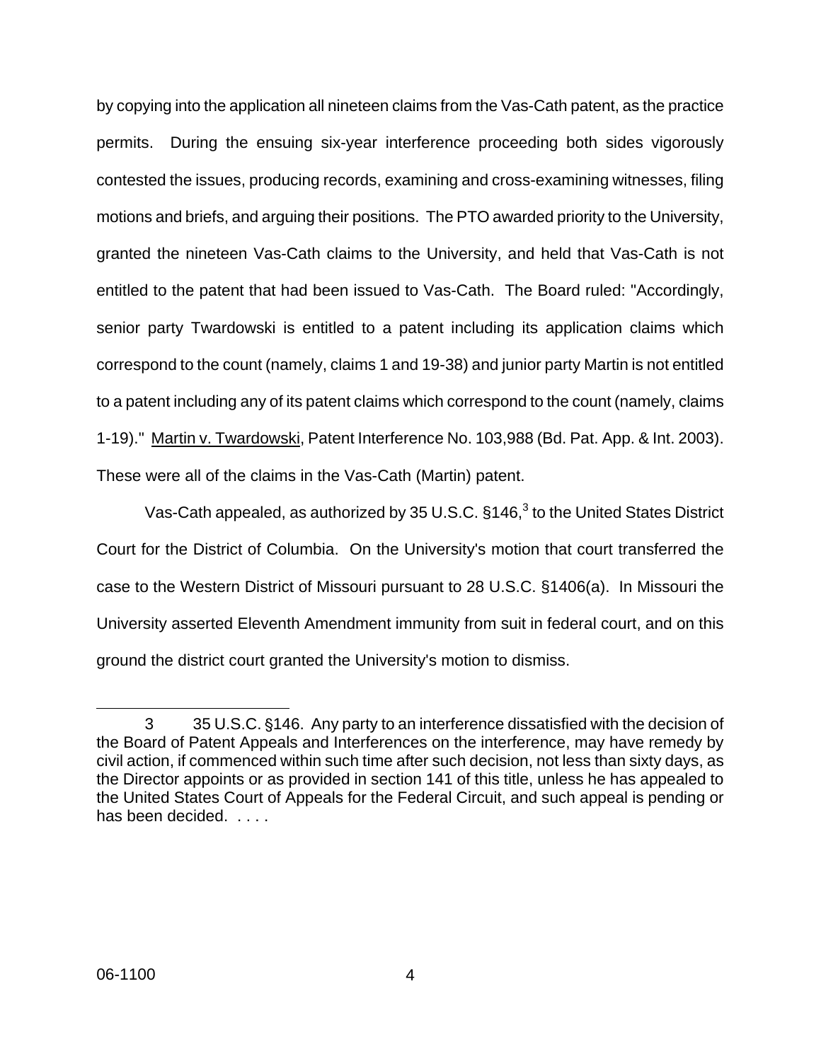by copying into the application all nineteen claims from the Vas-Cath patent, as the practice permits. During the ensuing six-year interference proceeding both sides vigorously contested the issues, producing records, examining and cross-examining witnesses, filing motions and briefs, and arguing their positions. The PTO awarded priority to the University, granted the nineteen Vas-Cath claims to the University, and held that Vas-Cath is not entitled to the patent that had been issued to Vas-Cath. The Board ruled: "Accordingly, senior party Twardowski is entitled to a patent including its application claims which correspond to the count (namely, claims 1 and 19-38) and junior party Martin is not entitled to a patent including any of its patent claims which correspond to the count (namely, claims 1-19)." Martin v. Twardowski, Patent Interference No. 103,988 (Bd. Pat. App. & Int. 2003). These were all of the claims in the Vas-Cath (Martin) patent.

Vas-Cath appealed, as authorized by 35 U.S.C. §146,[3] to the United States District Court for the District of Columbia. On the University's motion that court transferred the case to the Western District of Missouri pursuant to 28 U.S.C. §1406(a). In Missouri the University asserted Eleventh Amendment immunity from suit in federal court, and on this ground the district court granted the University's motion to dismiss.

---

3 35 U.S.C. §146. Any party to an interference dissatisfied with the decision of the Board of Patent Appeals and Interferences on the interference, may have remedy by civil action, if commenced within such time after such decision, not less than sixty days, as the Director appoints or as provided in section 141 of this title, unless he has appealed to the United States Court of Appeals for the Federal Circuit, and such appeal is pending or has been decided. . . . .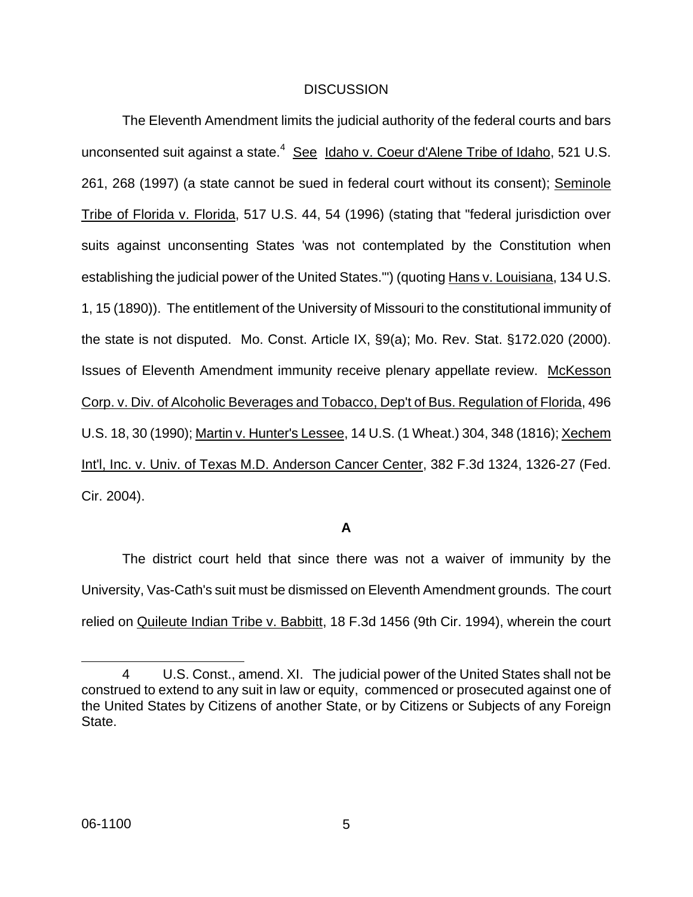## DISCUSSION

The Eleventh Amendment limits the judicial authority of the federal courts and bars unconsented suit against a state.[4] See Idaho v. Coeur d'Alene Tribe of Idaho, 521 U.S. 261, 268 (1997) (a state cannot be sued in federal court without its consent); Seminole Tribe of Florida v. Florida, 517 U.S. 44, 54 (1996) (stating that "federal jurisdiction over suits against unconsenting States 'was not contemplated by the Constitution when establishing the judicial power of the United States.'") (quoting Hans v. Louisiana, 134 U.S. 1, 15 (1890)). The entitlement of the University of Missouri to the constitutional immunity of the state is not disputed. Mo. Const. Article IX, §9(a); Mo. Rev. Stat. §172.020 (2000). Issues of Eleventh Amendment immunity receive plenary appellate review. McKesson Corp. v. Div. of Alcoholic Beverages and Tobacco, Dep't of Bus. Regulation of Florida, 496 U.S. 18, 30 (1990); Martin v. Hunter's Lessee, 14 U.S. (1 Wheat.) 304, 348 (1816); Xechem Int'l, Inc. v. Univ. of Texas M.D. Anderson Cancer Center, 382 F.3d 1324, 1326-27 (Fed. Cir. 2004).

### A

The district court held that since there was not a waiver of immunity by the University, Vas-Cath's suit must be dismissed on Eleventh Amendment grounds. The court relied on Quileute Indian Tribe v. Babbitt, 18 F.3d 1456 (9th Cir. 1994), wherein the court

---

[4] U.S. Const., amend. XI. The judicial power of the United States shall not be construed to extend to any suit in law or equity, commenced or prosecuted against one of the United States by Citizens of another State, or by Citizens or Subjects of any Foreign State.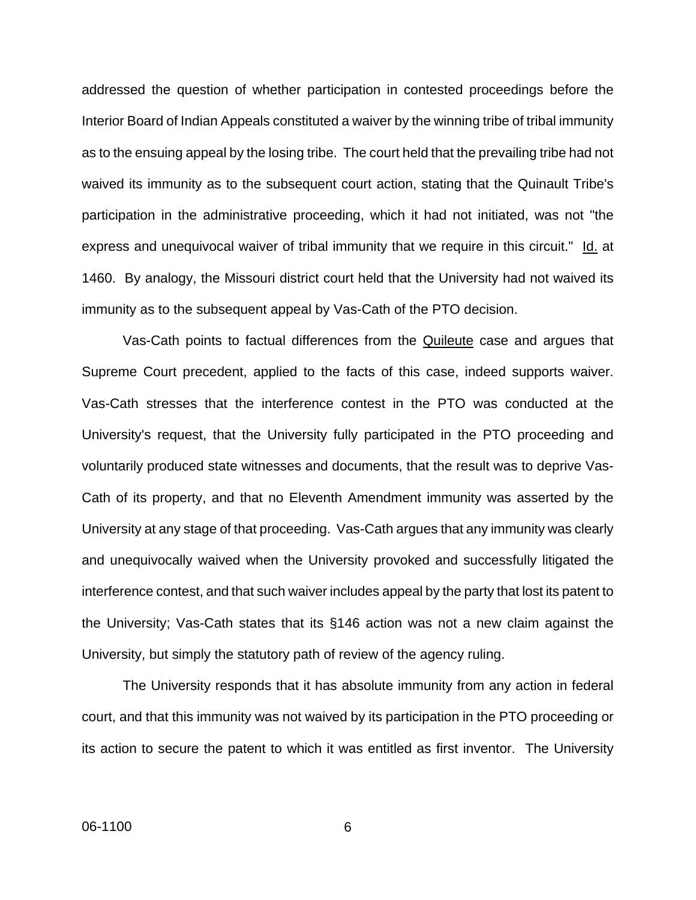addressed the question of whether participation in contested proceedings before the Interior Board of Indian Appeals constituted a waiver by the winning tribe of tribal immunity as to the ensuing appeal by the losing tribe. The court held that the prevailing tribe had not waived its immunity as to the subsequent court action, stating that the Quinault Tribe's participation in the administrative proceeding, which it had not initiated, was not "the express and unequivocal waiver of tribal immunity that we require in this circuit." Id. at 1460. By analogy, the Missouri district court held that the University had not waived its immunity as to the subsequent appeal by Vas-Cath of the PTO decision.

Vas-Cath points to factual differences from the Quileute case and argues that Supreme Court precedent, applied to the facts of this case, indeed supports waiver. Vas-Cath stresses that the interference contest in the PTO was conducted at the University's request, that the University fully participated in the PTO proceeding and voluntarily produced state witnesses and documents, that the result was to deprive Vas-Cath of its property, and that no Eleventh Amendment immunity was asserted by the University at any stage of that proceeding. Vas-Cath argues that any immunity was clearly and unequivocally waived when the University provoked and successfully litigated the interference contest, and that such waiver includes appeal by the party that lost its patent to the University; Vas-Cath states that its §146 action was not a new claim against the University, but simply the statutory path of review of the agency ruling.

The University responds that it has absolute immunity from any action in federal court, and that this immunity was not waived by its participation in the PTO proceeding or its action to secure the patent to which it was entitled as first inventor. The University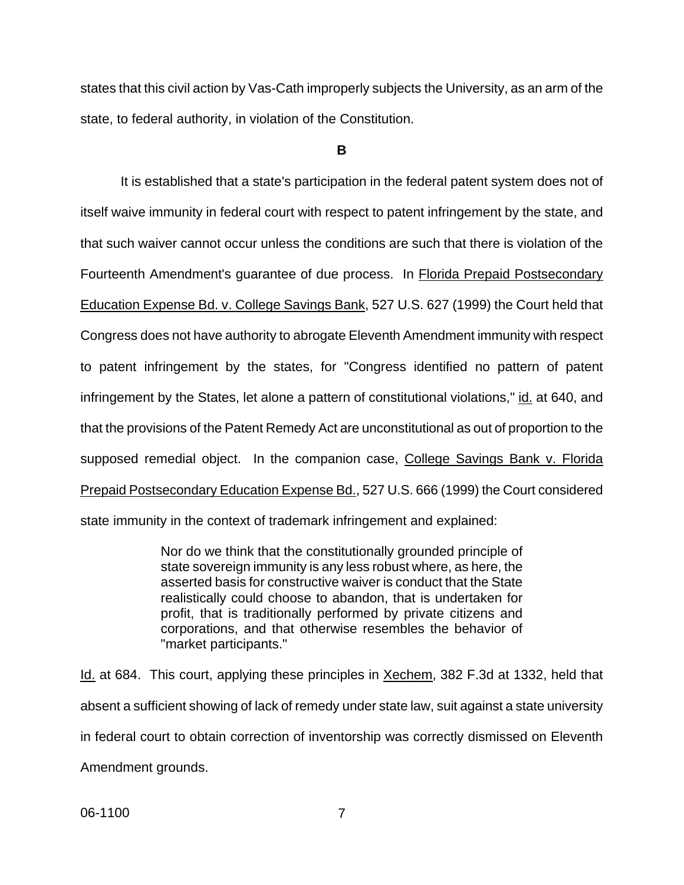states that this civil action by Vas-Cath improperly subjects the University, as an arm of the state, to federal authority, in violation of the Constitution.

**B**

It is established that a state's participation in the federal patent system does not of itself waive immunity in federal court with respect to patent infringement by the state, and that such waiver cannot occur unless the conditions are such that there is violation of the Fourteenth Amendment's guarantee of due process. In Florida Prepaid Postsecondary Education Expense Bd. v. College Savings Bank, 527 U.S. 627 (1999) the Court held that Congress does not have authority to abrogate Eleventh Amendment immunity with respect to patent infringement by the states, for "Congress identified no pattern of patent infringement by the States, let alone a pattern of constitutional violations," id. at 640, and that the provisions of the Patent Remedy Act are unconstitutional as out of proportion to the supposed remedial object. In the companion case, College Savings Bank v. Florida Prepaid Postsecondary Education Expense Bd., 527 U.S. 666 (1999) the Court considered state immunity in the context of trademark infringement and explained:

> Nor do we think that the constitutionally grounded principle of state sovereign immunity is any less robust where, as here, the asserted basis for constructive waiver is conduct that the State realistically could choose to abandon, that is undertaken for profit, that is traditionally performed by private citizens and corporations, and that otherwise resembles the behavior of "market participants."

Id. at 684. This court, applying these principles in Xechem, 382 F.3d at 1332, held that absent a sufficient showing of lack of remedy under state law, suit against a state university in federal court to obtain correction of inventorship was correctly dismissed on Eleventh Amendment grounds.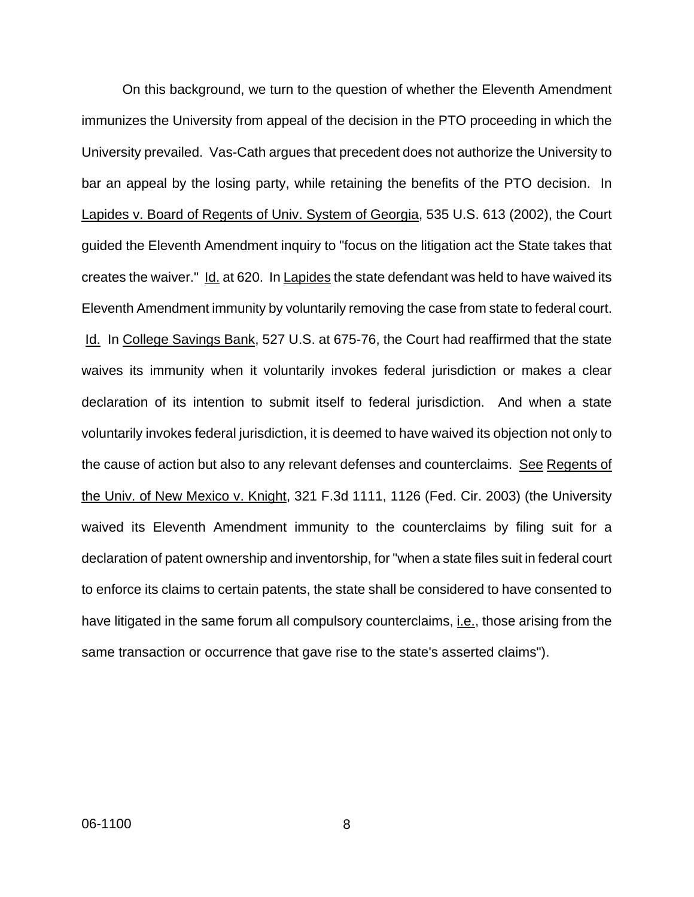On this background, we turn to the question of whether the Eleventh Amendment immunizes the University from appeal of the decision in the PTO proceeding in which the University prevailed. Vas-Cath argues that precedent does not authorize the University to bar an appeal by the losing party, while retaining the benefits of the PTO decision. In Lapides v. Board of Regents of Univ. System of Georgia, 535 U.S. 613 (2002), the Court guided the Eleventh Amendment inquiry to "focus on the litigation act the State takes that creates the waiver." Id. at 620. In Lapides the state defendant was held to have waived its Eleventh Amendment immunity by voluntarily removing the case from state to federal court. Id. In College Savings Bank, 527 U.S. at 675-76, the Court had reaffirmed that the state waives its immunity when it voluntarily invokes federal jurisdiction or makes a clear declaration of its intention to submit itself to federal jurisdiction. And when a state voluntarily invokes federal jurisdiction, it is deemed to have waived its objection not only to the cause of action but also to any relevant defenses and counterclaims. See Regents of the Univ. of New Mexico v. Knight, 321 F.3d 1111, 1126 (Fed. Cir. 2003) (the University waived its Eleventh Amendment immunity to the counterclaims by filing suit for a declaration of patent ownership and inventorship, for "when a state files suit in federal court to enforce its claims to certain patents, the state shall be considered to have consented to have litigated in the same forum all compulsory counterclaims, i.e., those arising from the same transaction or occurrence that gave rise to the state's asserted claims").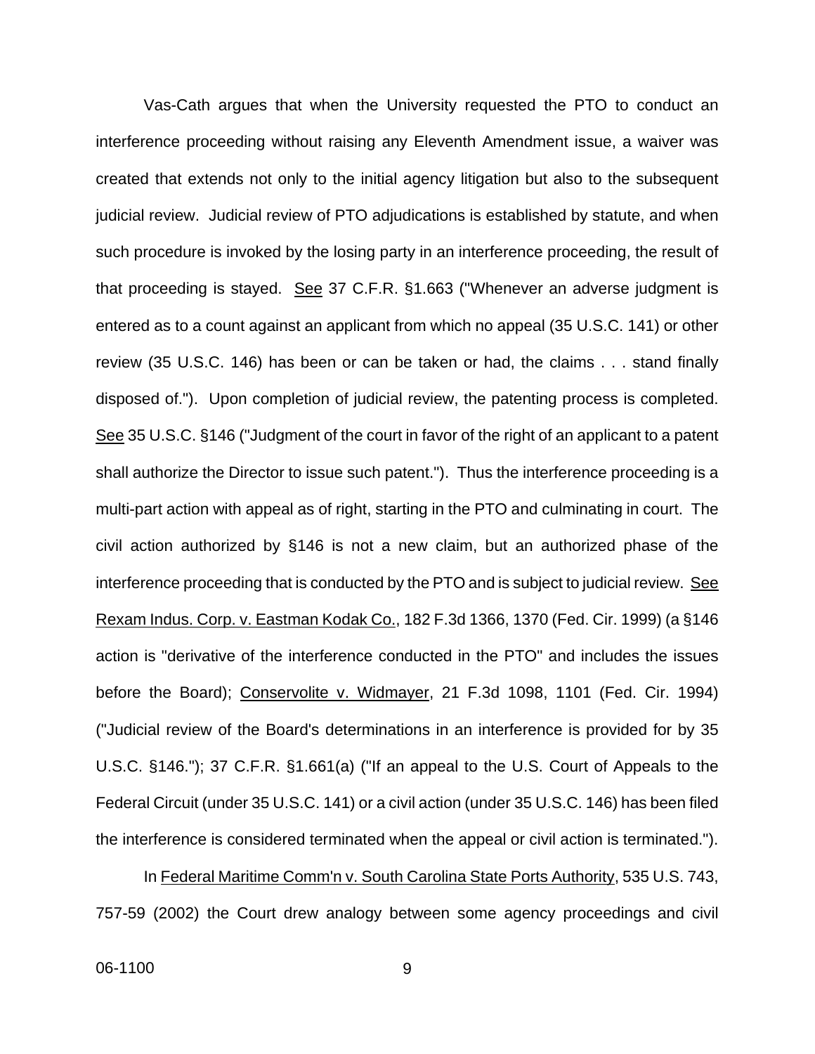Vas-Cath argues that when the University requested the PTO to conduct an interference proceeding without raising any Eleventh Amendment issue, a waiver was created that extends not only to the initial agency litigation but also to the subsequent judicial review. Judicial review of PTO adjudications is established by statute, and when such procedure is invoked by the losing party in an interference proceeding, the result of that proceeding is stayed. See 37 C.F.R. §1.663 ("Whenever an adverse judgment is entered as to a count against an applicant from which no appeal (35 U.S.C. 141) or other review (35 U.S.C. 146) has been or can be taken or had, the claims . . . stand finally disposed of."). Upon completion of judicial review, the patenting process is completed. See 35 U.S.C. §146 ("Judgment of the court in favor of the right of an applicant to a patent shall authorize the Director to issue such patent."). Thus the interference proceeding is a multi-part action with appeal as of right, starting in the PTO and culminating in court. The civil action authorized by §146 is not a new claim, but an authorized phase of the interference proceeding that is conducted by the PTO and is subject to judicial review. See Rexam Indus. Corp. v. Eastman Kodak Co., 182 F.3d 1366, 1370 (Fed. Cir. 1999) (a §146 action is "derivative of the interference conducted in the PTO" and includes the issues before the Board); Conservolite v. Widmayer, 21 F.3d 1098, 1101 (Fed. Cir. 1994) ("Judicial review of the Board's determinations in an interference is provided for by 35 U.S.C. §146."); 37 C.F.R. §1.661(a) ("If an appeal to the U.S. Court of Appeals to the Federal Circuit (under 35 U.S.C. 141) or a civil action (under 35 U.S.C. 146) has been filed the interference is considered terminated when the appeal or civil action is terminated.").

In Federal Maritime Comm'n v. South Carolina State Ports Authority, 535 U.S. 743, 757-59 (2002) the Court drew analogy between some agency proceedings and civil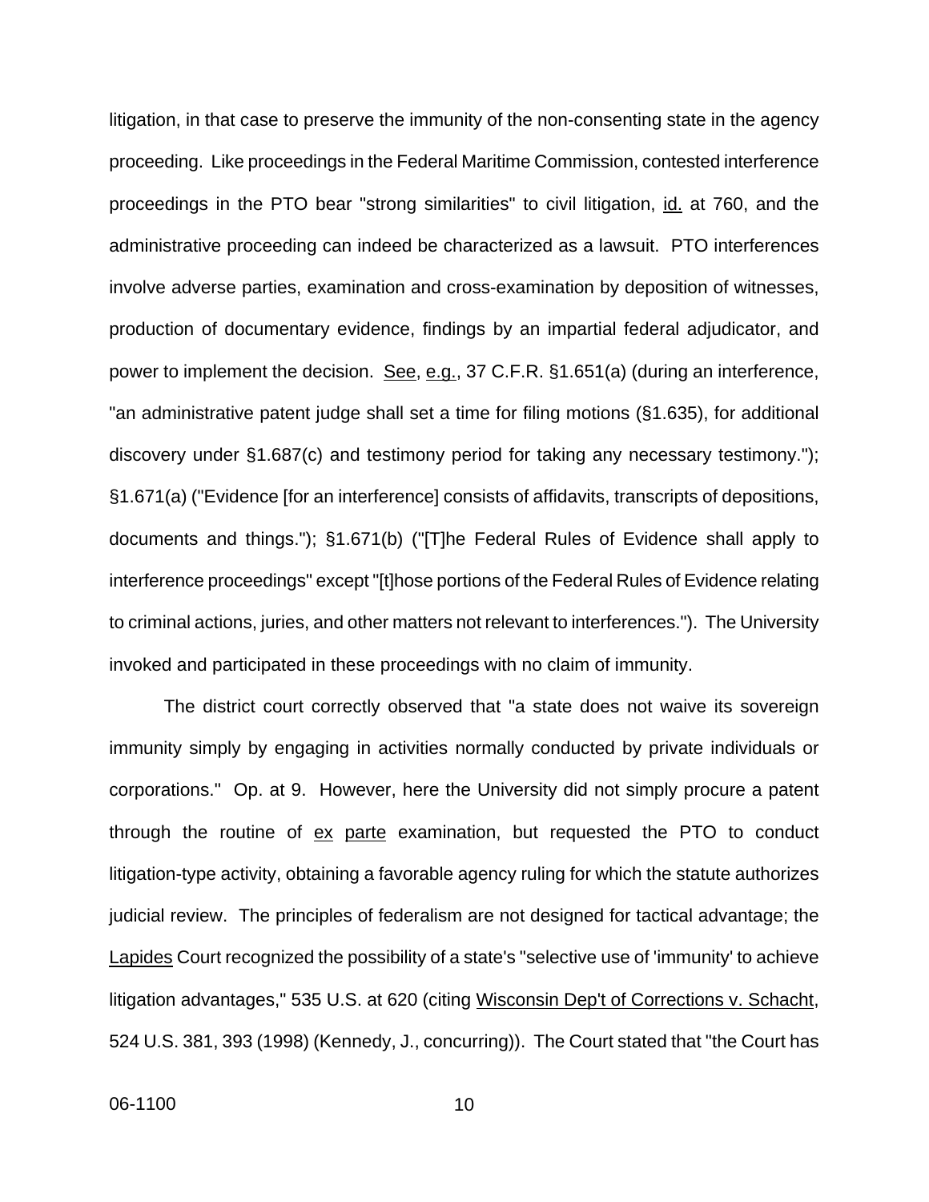litigation, in that case to preserve the immunity of the non-consenting state in the agency proceeding. Like proceedings in the Federal Maritime Commission, contested interference proceedings in the PTO bear "strong similarities" to civil litigation, id. at 760, and the administrative proceeding can indeed be characterized as a lawsuit. PTO interferences involve adverse parties, examination and cross-examination by deposition of witnesses, production of documentary evidence, findings by an impartial federal adjudicator, and power to implement the decision. See, e.g., 37 C.F.R. §1.651(a) (during an interference, "an administrative patent judge shall set a time for filing motions (§1.635), for additional discovery under §1.687(c) and testimony period for taking any necessary testimony."); §1.671(a) ("Evidence [for an interference] consists of affidavits, transcripts of depositions, documents and things."); §1.671(b) ("[T]he Federal Rules of Evidence shall apply to interference proceedings" except "[t]hose portions of the Federal Rules of Evidence relating to criminal actions, juries, and other matters not relevant to interferences."). The University invoked and participated in these proceedings with no claim of immunity.

The district court correctly observed that "a state does not waive its sovereign immunity simply by engaging in activities normally conducted by private individuals or corporations." Op. at 9. However, here the University did not simply procure a patent through the routine of ex parte examination, but requested the PTO to conduct litigation-type activity, obtaining a favorable agency ruling for which the statute authorizes judicial review. The principles of federalism are not designed for tactical advantage; the Lapides Court recognized the possibility of a state's "selective use of 'immunity' to achieve litigation advantages," 535 U.S. at 620 (citing Wisconsin Dep't of Corrections v. Schacht, 524 U.S. 381, 393 (1998) (Kennedy, J., concurring)). The Court stated that "the Court has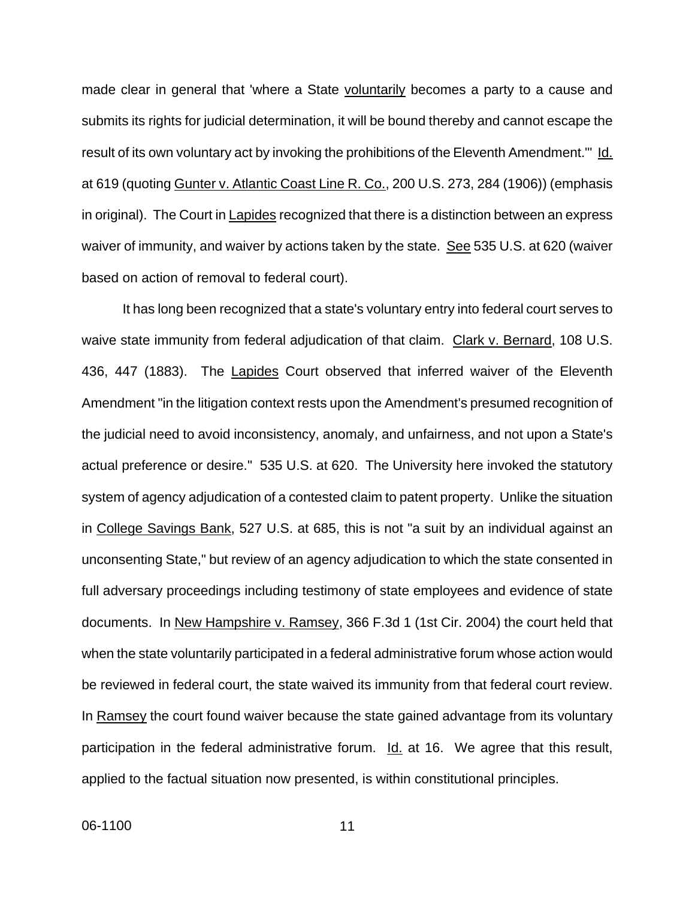made clear in general that 'where a State voluntarily becomes a party to a cause and submits its rights for judicial determination, it will be bound thereby and cannot escape the result of its own voluntary act by invoking the prohibitions of the Eleventh Amendment.'" Id. at 619 (quoting Gunter v. Atlantic Coast Line R. Co., 200 U.S. 273, 284 (1906)) (emphasis in original). The Court in Lapides recognized that there is a distinction between an express waiver of immunity, and waiver by actions taken by the state. See 535 U.S. at 620 (waiver based on action of removal to federal court).

It has long been recognized that a state's voluntary entry into federal court serves to waive state immunity from federal adjudication of that claim. Clark v. Bernard, 108 U.S. 436, 447 (1883). The Lapides Court observed that inferred waiver of the Eleventh Amendment "in the litigation context rests upon the Amendment's presumed recognition of the judicial need to avoid inconsistency, anomaly, and unfairness, and not upon a State's actual preference or desire." 535 U.S. at 620. The University here invoked the statutory system of agency adjudication of a contested claim to patent property. Unlike the situation in College Savings Bank, 527 U.S. at 685, this is not "a suit by an individual against an unconsenting State," but review of an agency adjudication to which the state consented in full adversary proceedings including testimony of state employees and evidence of state documents. In New Hampshire v. Ramsey, 366 F.3d 1 (1st Cir. 2004) the court held that when the state voluntarily participated in a federal administrative forum whose action would be reviewed in federal court, the state waived its immunity from that federal court review. In Ramsey the court found waiver because the state gained advantage from its voluntary participation in the federal administrative forum. Id. at 16. We agree that this result, applied to the factual situation now presented, is within constitutional principles.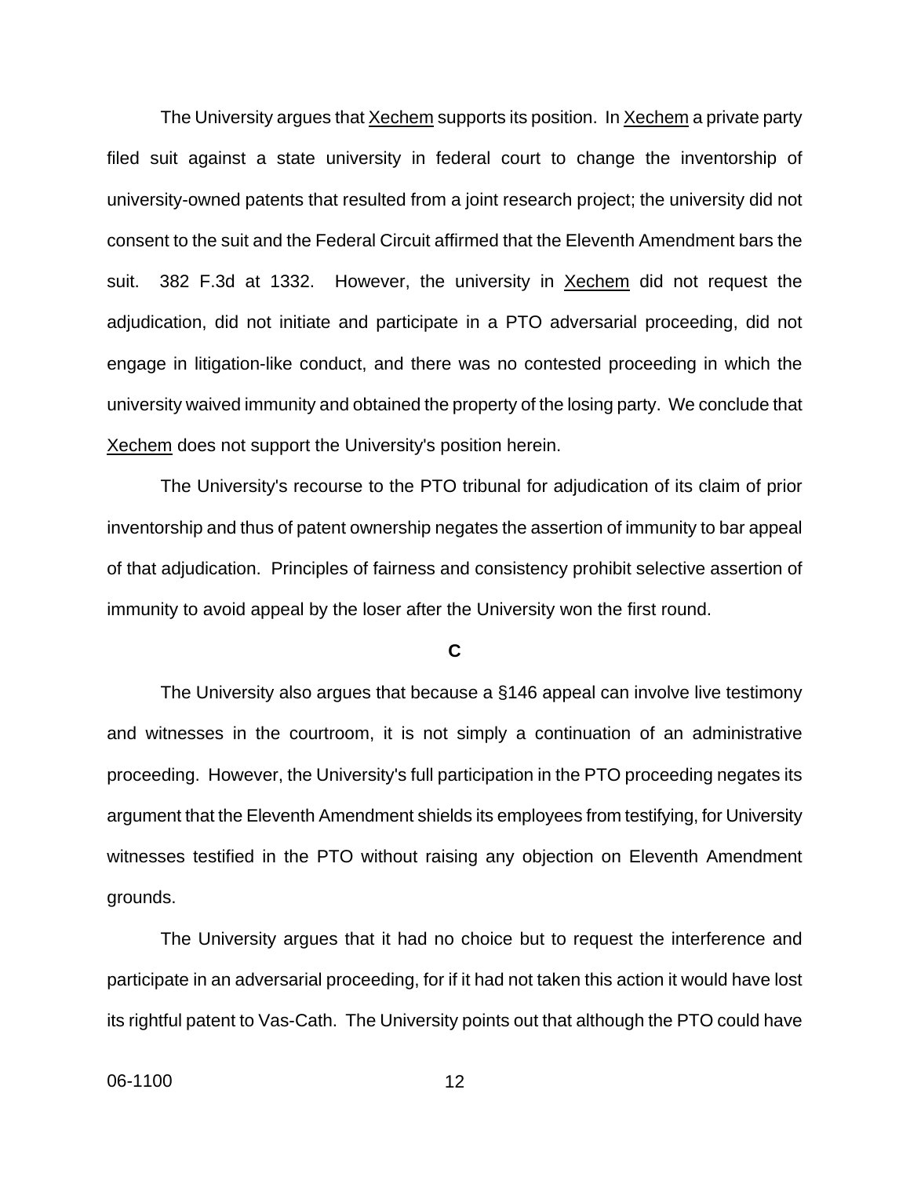The University argues that Xechem supports its position. In Xechem a private party filed suit against a state university in federal court to change the inventorship of university-owned patents that resulted from a joint research project; the university did not consent to the suit and the Federal Circuit affirmed that the Eleventh Amendment bars the suit. 382 F.3d at 1332. However, the university in Xechem did not request the adjudication, did not initiate and participate in a PTO adversarial proceeding, did not engage in litigation-like conduct, and there was no contested proceeding in which the university waived immunity and obtained the property of the losing party. We conclude that Xechem does not support the University's position herein.

The University's recourse to the PTO tribunal for adjudication of its claim of prior inventorship and thus of patent ownership negates the assertion of immunity to bar appeal of that adjudication. Principles of fairness and consistency prohibit selective assertion of immunity to avoid appeal by the loser after the University won the first round.

### C

The University also argues that because a §146 appeal can involve live testimony and witnesses in the courtroom, it is not simply a continuation of an administrative proceeding. However, the University's full participation in the PTO proceeding negates its argument that the Eleventh Amendment shields its employees from testifying, for University witnesses testified in the PTO without raising any objection on Eleventh Amendment grounds.

The University argues that it had no choice but to request the interference and participate in an adversarial proceeding, for if it had not taken this action it would have lost its rightful patent to Vas-Cath. The University points out that although the PTO could have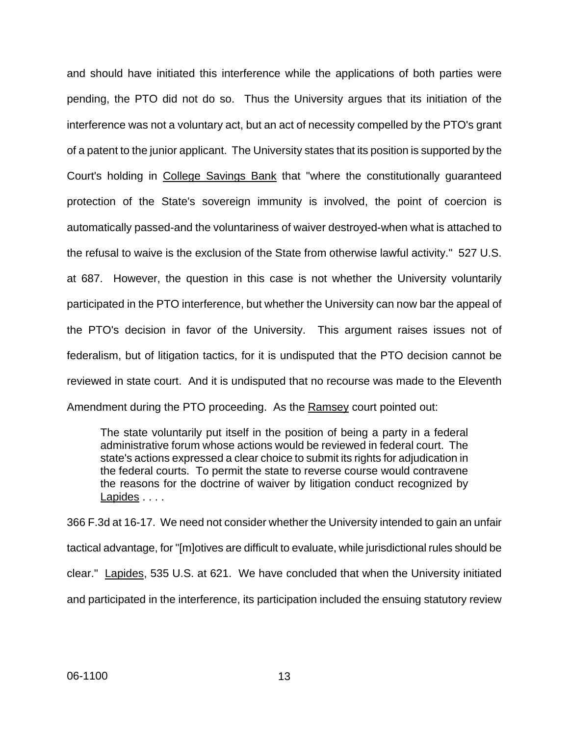and should have initiated this interference while the applications of both parties were pending, the PTO did not do so. Thus the University argues that its initiation of the interference was not a voluntary act, but an act of necessity compelled by the PTO's grant of a patent to the junior applicant. The University states that its position is supported by the Court's holding in College Savings Bank that "where the constitutionally guaranteed protection of the State's sovereign immunity is involved, the point of coercion is automatically passed-and the voluntariness of waiver destroyed-when what is attached to the refusal to waive is the exclusion of the State from otherwise lawful activity." 527 U.S. at 687. However, the question in this case is not whether the University voluntarily participated in the PTO interference, but whether the University can now bar the appeal of the PTO's decision in favor of the University. This argument raises issues not of federalism, but of litigation tactics, for it is undisputed that the PTO decision cannot be reviewed in state court. And it is undisputed that no recourse was made to the Eleventh Amendment during the PTO proceeding. As the Ramsey court pointed out:

> The state voluntarily put itself in the position of being a party in a federal administrative forum whose actions would be reviewed in federal court. The state's actions expressed a clear choice to submit its rights for adjudication in the federal courts. To permit the state to reverse course would contravene the reasons for the doctrine of waiver by litigation conduct recognized by Lapides . . . .

366 F.3d at 16-17. We need not consider whether the University intended to gain an unfair tactical advantage, for "[m]otives are difficult to evaluate, while jurisdictional rules should be clear." Lapides, 535 U.S. at 621. We have concluded that when the University initiated and participated in the interference, its participation included the ensuing statutory review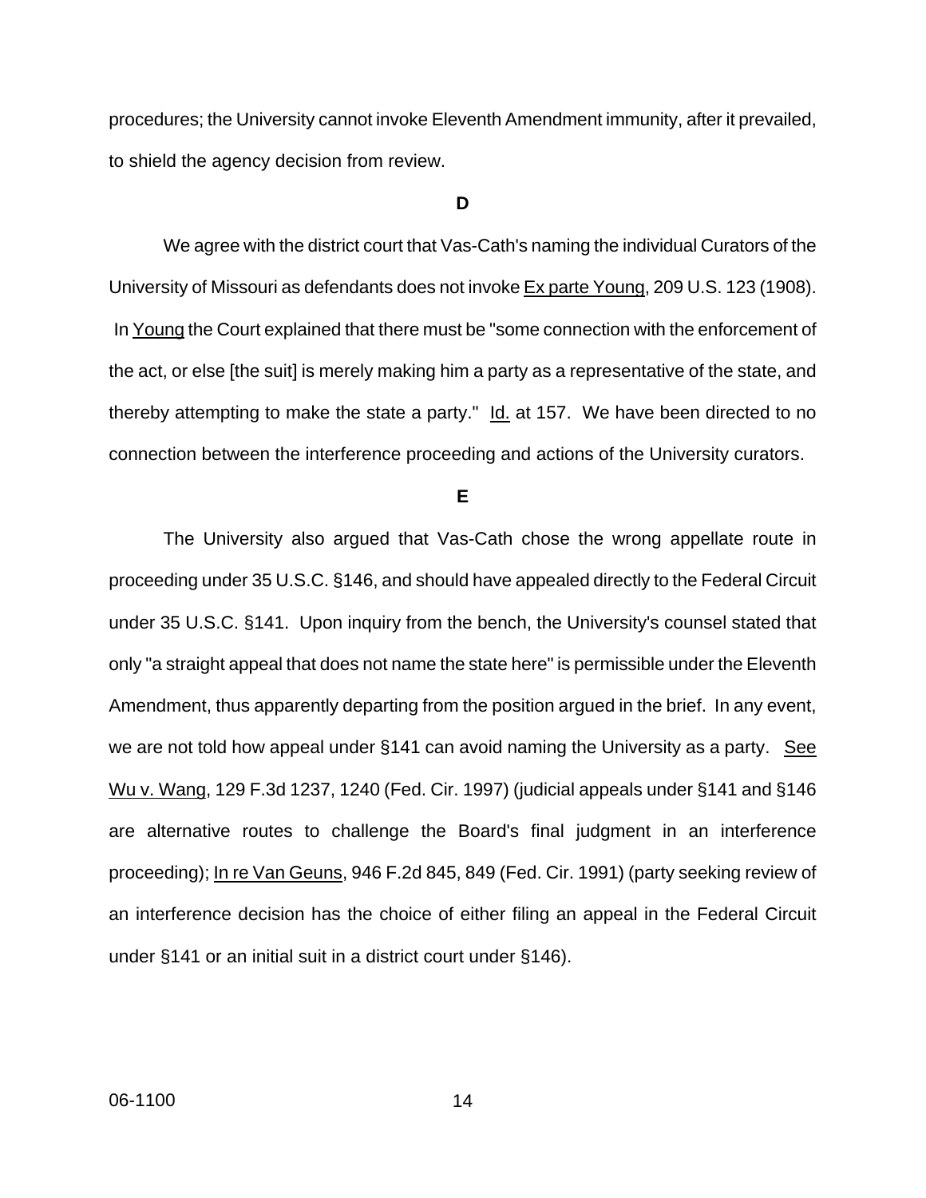procedures; the University cannot invoke Eleventh Amendment immunity, after it prevailed, to shield the agency decision from review.

**D**

We agree with the district court that Vas-Cath's naming the individual Curators of the University of Missouri as defendants does not invoke Ex parte Young, 209 U.S. 123 (1908). In Young the Court explained that there must be "some connection with the enforcement of the act, or else [the suit] is merely making him a party as a representative of the state, and thereby attempting to make the state a party." Id. at 157. We have been directed to no connection between the interference proceeding and actions of the University curators.

**E**

The University also argued that Vas-Cath chose the wrong appellate route in proceeding under 35 U.S.C. §146, and should have appealed directly to the Federal Circuit under 35 U.S.C. §141. Upon inquiry from the bench, the University's counsel stated that only "a straight appeal that does not name the state here" is permissible under the Eleventh Amendment, thus apparently departing from the position argued in the brief. In any event, we are not told how appeal under §141 can avoid naming the University as a party. See Wu v. Wang, 129 F.3d 1237, 1240 (Fed. Cir. 1997) (judicial appeals under §141 and §146 are alternative routes to challenge the Board's final judgment in an interference proceeding); In re Van Geuns, 946 F.2d 845, 849 (Fed. Cir. 1991) (party seeking review of an interference decision has the choice of either filing an appeal in the Federal Circuit under §141 or an initial suit in a district court under §146).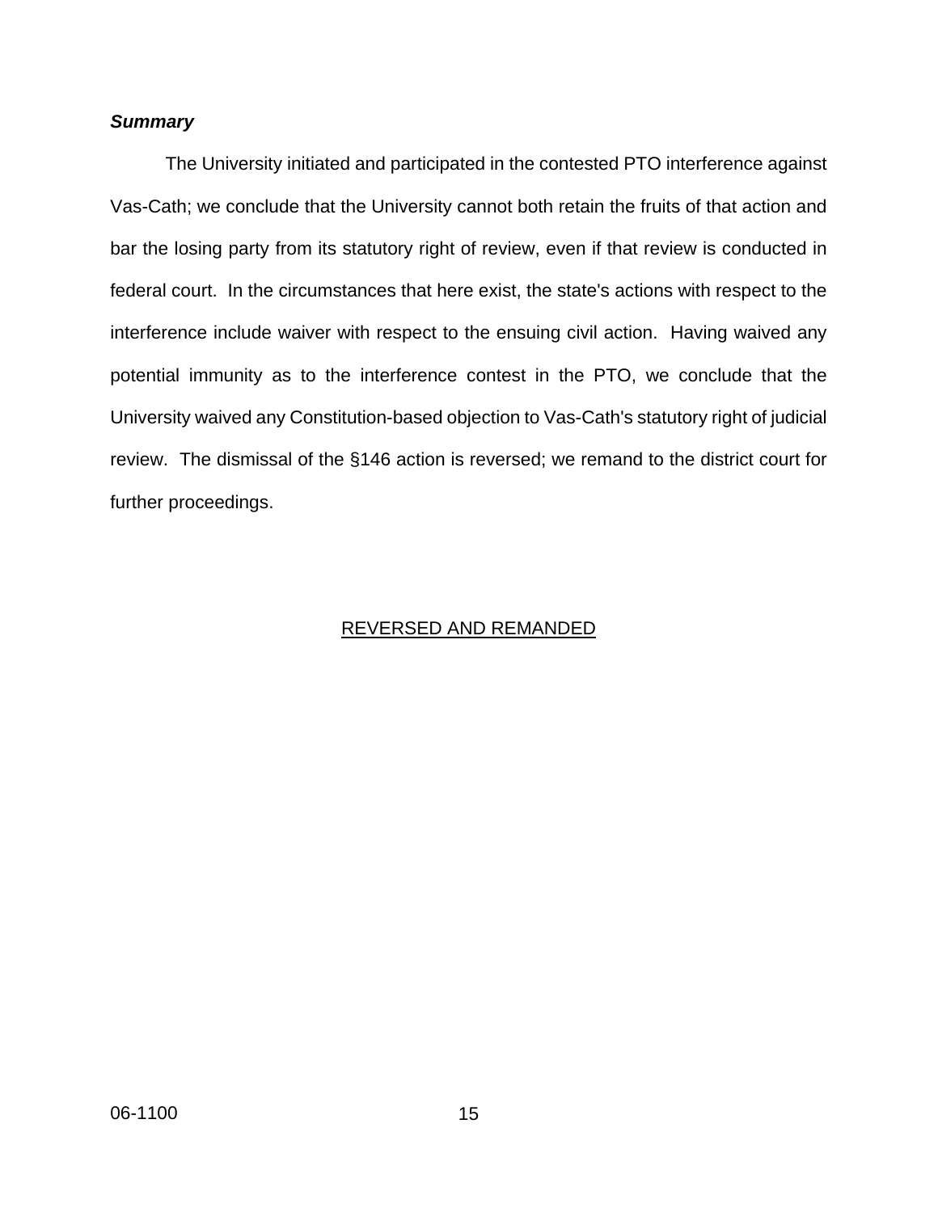***Summary***

The University initiated and participated in the contested PTO interference against Vas-Cath; we conclude that the University cannot both retain the fruits of that action and bar the losing party from its statutory right of review, even if that review is conducted in federal court. In the circumstances that here exist, the state's actions with respect to the interference include waiver with respect to the ensuing civil action. Having waived any potential immunity as to the interference contest in the PTO, we conclude that the University waived any Constitution-based objection to Vas-Cath's statutory right of judicial review. The dismissal of the §146 action is reversed; we remand to the district court for further proceedings.

<u>REVERSED AND REMANDED</u>